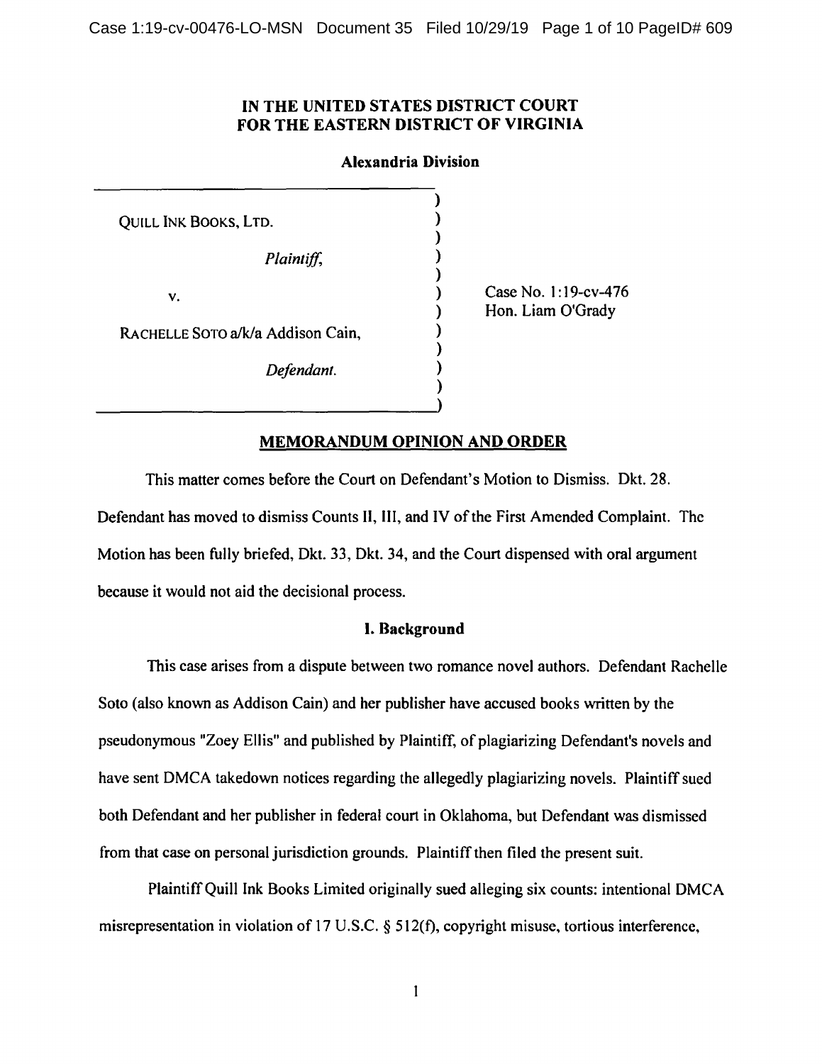# IN THE UNITED STATES DISTRICT COURT FOR THE EASTERN DISTRICT OF VIRGINIA

## Alexandria Division

| | |
|---|---|
| QUILL INK BOOKS, LTD.<br><br>*Plaintiff*,<br><br>v.<br><br>RACHELLE SOTO a/k/a Addison Cain,<br><br>*Defendant.* | Case No. 1:19-cv-476<br>Hon. Liam O'Grady |

## MEMORANDUM OPINION AND ORDER

This matter comes before the Court on Defendant's Motion to Dismiss. Dkt. 28. Defendant has moved to dismiss Counts II, III, and IV of the First Amended Complaint. The Motion has been fully briefed, Dkt. 33, Dkt. 34, and the Court dispensed with oral argument because it would not aid the decisional process.

### I. Background

This case arises from a dispute between two romance novel authors. Defendant Rachelle Soto (also known as Addison Cain) and her publisher have accused books written by the pseudonymous "Zoey Ellis" and published by Plaintiff, of plagiarizing Defendant's novels and have sent DMCA takedown notices regarding the allegedly plagiarizing novels. Plaintiff sued both Defendant and her publisher in federal court in Oklahoma, but Defendant was dismissed from that case on personal jurisdiction grounds. Plaintiff then filed the present suit.

Plaintiff Quill Ink Books Limited originally sued alleging six counts: intentional DMCA misrepresentation in violation of 17 U.S.C. § 512(f), copyright misuse, tortious interference,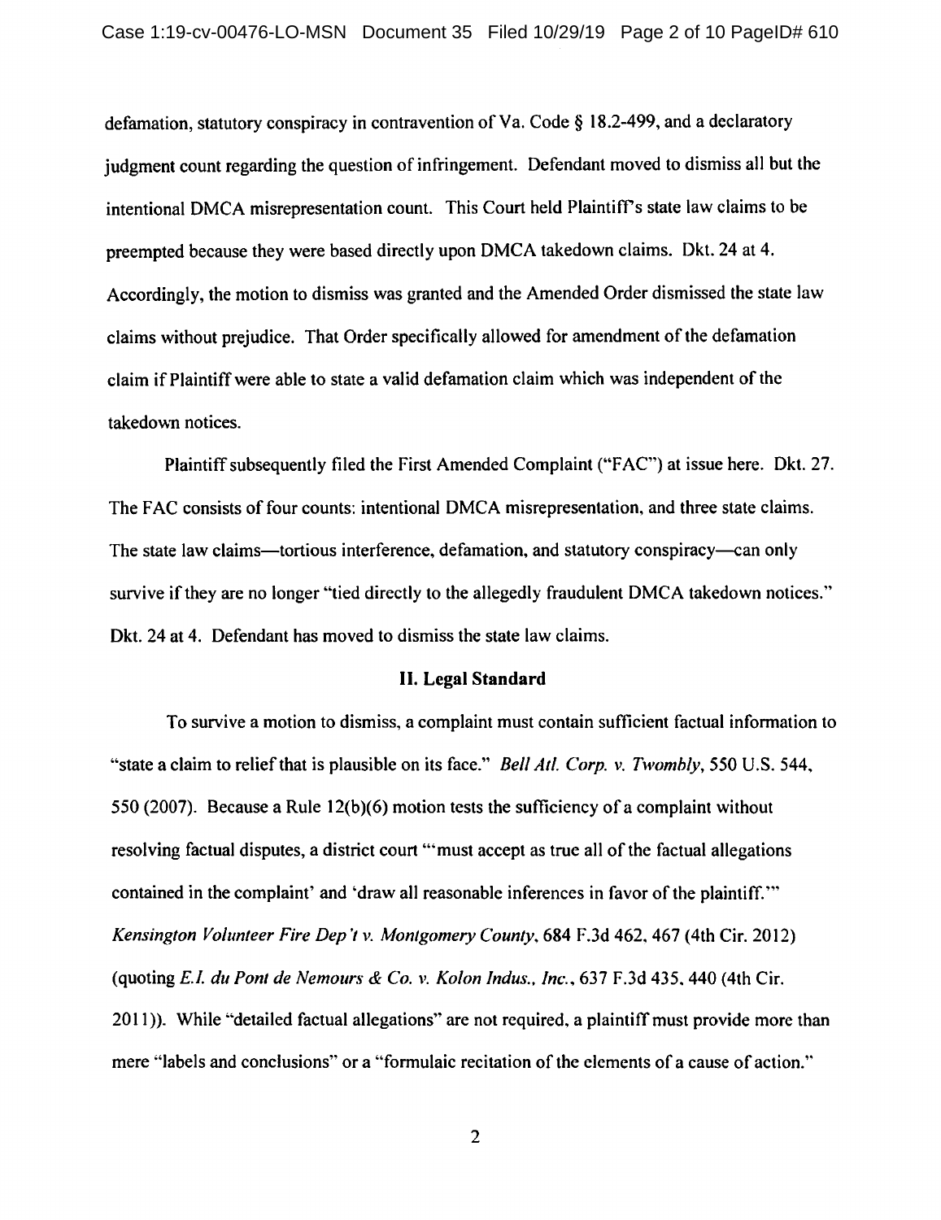defamation, statutory conspiracy in contravention of Va. Code § 18.2-499, and a declaratory judgment count regarding the question of infringement. Defendant moved to dismiss all but the intentional DMCA misrepresentation count. This Court held Plaintiff's state law claims to be preempted because they were based directly upon DMCA takedown claims. Dkt. 24 at 4. Accordingly, the motion to dismiss was granted and the Amended Order dismissed the state law claims without prejudice. That Order specifically allowed for amendment of the defamation claim if Plaintiff were able to state a valid defamation claim which was independent of the takedown notices.

Plaintiff subsequently filed the First Amended Complaint ("FAC") at issue here. Dkt. 27. The FAC consists of four counts: intentional DMCA misrepresentation, and three state claims. The state law claims—tortious interference, defamation, and statutory conspiracy—can only survive if they are no longer "tied directly to the allegedly fraudulent DMCA takedown notices." Dkt. 24 at 4. Defendant has moved to dismiss the state law claims.

## II. Legal Standard

To survive a motion to dismiss, a complaint must contain sufficient factual information to "state a claim to relief that is plausible on its face." *Bell Atl. Corp. v. Twombly*, 550 U.S. 544, 550 (2007). Because a Rule 12(b)(6) motion tests the sufficiency of a complaint without resolving factual disputes, a district court "'must accept as true all of the factual allegations contained in the complaint' and 'draw all reasonable inferences in favor of the plaintiff.'" *Kensington Volunteer Fire Dep't v. Montgomery County*, 684 F.3d 462, 467 (4th Cir. 2012) (quoting *E.I. du Pont de Nemours & Co. v. Kolon Indus., Inc.*, 637 F.3d 435, 440 (4th Cir. 2011)). While "detailed factual allegations" are not required, a plaintiff must provide more than mere "labels and conclusions" or a "formulaic recitation of the elements of a cause of action."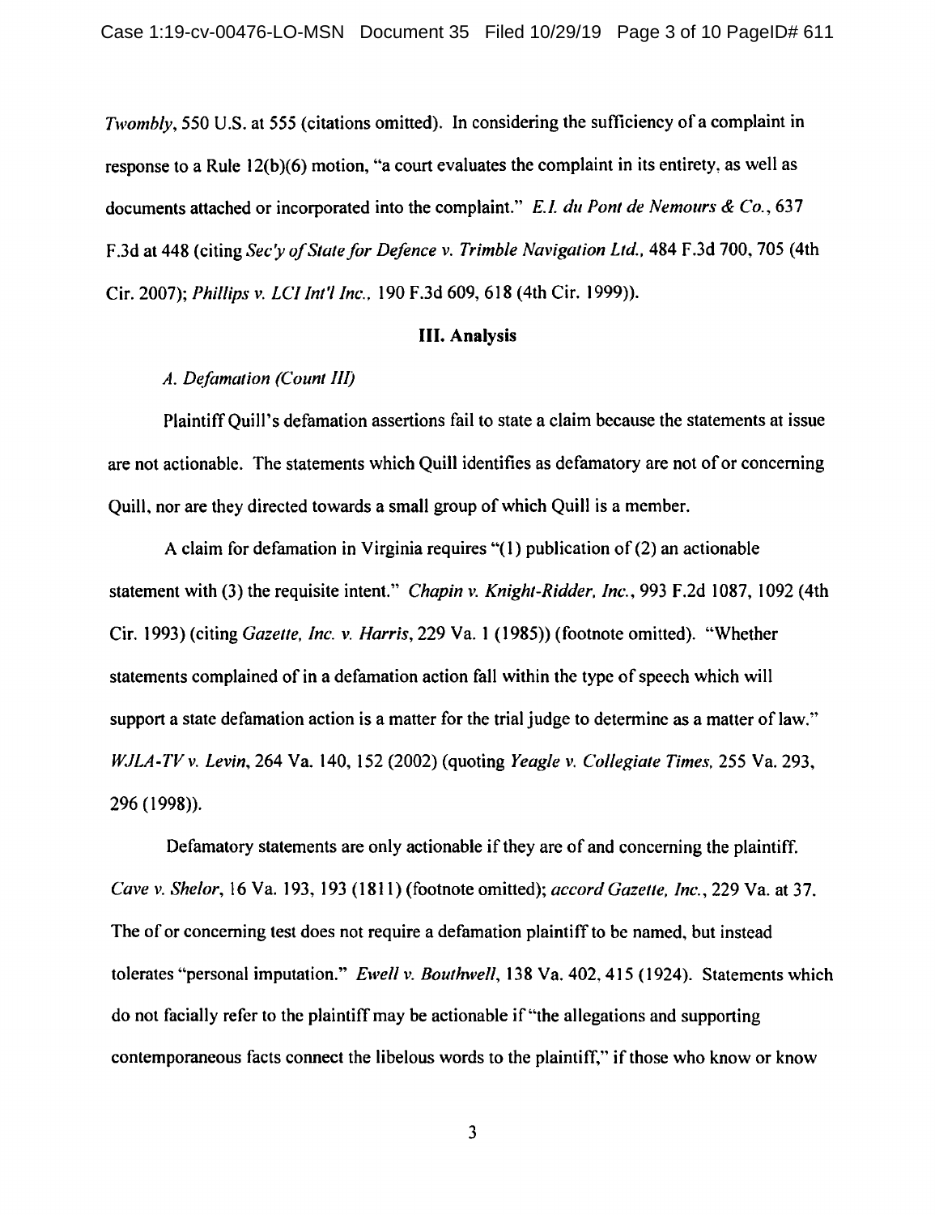*Twombly*, 550 U.S. at 555 (citations omitted). In considering the sufficiency of a complaint in response to a Rule 12(b)(6) motion, "a court evaluates the complaint in its entirety, as well as documents attached or incorporated into the complaint." *E.I. du Pont de Nemours & Co.*, 637 F.3d at 448 (citing *Sec'y of State for Defence v. Trimble Navigation Ltd.*, 484 F.3d 700, 705 (4th Cir. 2007); *Phillips v. LCI Int'l Inc.*, 190 F.3d 609, 618 (4th Cir. 1999)).

## III. Analysis

### *A. Defamation (Count III)*

Plaintiff Quill's defamation assertions fail to state a claim because the statements at issue are not actionable. The statements which Quill identifies as defamatory are not of or concerning Quill, nor are they directed towards a small group of which Quill is a member.

A claim for defamation in Virginia requires "(1) publication of (2) an actionable statement with (3) the requisite intent." *Chapin v. Knight-Ridder, Inc.*, 993 F.2d 1087, 1092 (4th Cir. 1993) (citing *Gazette, Inc. v. Harris*, 229 Va. 1 (1985)) (footnote omitted). "Whether statements complained of in a defamation action fall within the type of speech which will support a state defamation action is a matter for the trial judge to determine as a matter of law." *WJLA-TV v. Levin*, 264 Va. 140, 152 (2002) (quoting *Yeagle v. Collegiate Times*, 255 Va. 293, 296 (1998)).

Defamatory statements are only actionable if they are of and concerning the plaintiff. *Cave v. Shelor*, 16 Va. 193, 193 (1811) (footnote omitted); *accord Gazette, Inc.*, 229 Va. at 37. The of or concerning test does not require a defamation plaintiff to be named, but instead tolerates "personal imputation." *Ewell v. Bouthwell*, 138 Va. 402, 415 (1924). Statements which do not facially refer to the plaintiff may be actionable if "the allegations and supporting contemporaneous facts connect the libelous words to the plaintiff," if those who know or know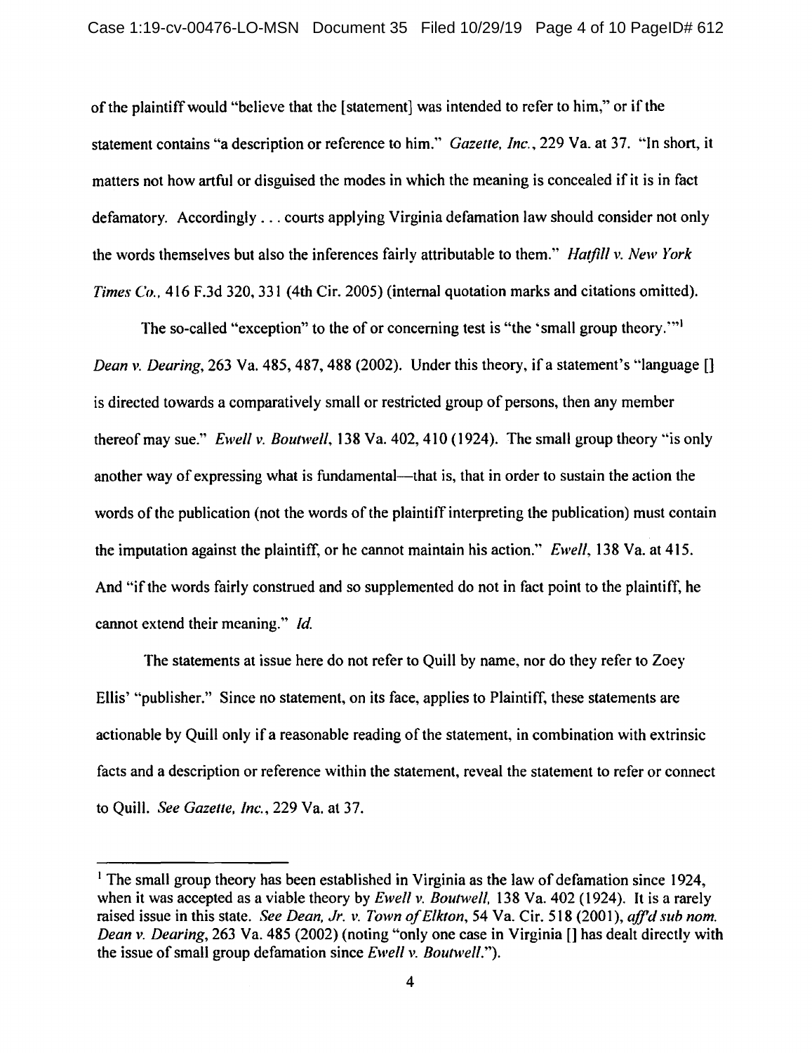of the plaintiff would "believe that the [statement] was intended to refer to him," or if the statement contains "a description or reference to him." *Gazette, Inc.*, 229 Va. at 37. "In short, it matters not how artful or disguised the modes in which the meaning is concealed if it is in fact defamatory. Accordingly . . . courts applying Virginia defamation law should consider not only the words themselves but also the inferences fairly attributable to them." *Hatfill v. New York Times Co.*, 416 F.3d 320, 331 (4th Cir. 2005) (internal quotation marks and citations omitted).

The so-called "exception" to the of or concerning test is "the 'small group theory.'"[1] *Dean v. Dearing*, 263 Va. 485, 487, 488 (2002). Under this theory, if a statement's "language [] is directed towards a comparatively small or restricted group of persons, then any member thereof may sue." *Ewell v. Boutwell*, 138 Va. 402, 410 (1924). The small group theory "is only another way of expressing what is fundamental—that is, that in order to sustain the action the words of the publication (not the words of the plaintiff interpreting the publication) must contain the imputation against the plaintiff, or he cannot maintain his action." *Ewell*, 138 Va. at 415. And "if the words fairly construed and so supplemented do not in fact point to the plaintiff, he cannot extend their meaning." *Id.*

The statements at issue here do not refer to Quill by name, nor do they refer to Zoey Ellis' "publisher." Since no statement, on its face, applies to Plaintiff, these statements are actionable by Quill only if a reasonable reading of the statement, in combination with extrinsic facts and a description or reference within the statement, reveal the statement to refer or connect to Quill. *See Gazette, Inc.*, 229 Va. at 37.

---

[1] The small group theory has been established in Virginia as the law of defamation since 1924, when it was accepted as a viable theory by *Ewell v. Boutwell*, 138 Va. 402 (1924). It is a rarely raised issue in this state. *See Dean, Jr. v. Town of Elkton*, 54 Va. Cir. 518 (2001), *aff'd sub nom. Dean v. Dearing*, 263 Va. 485 (2002) (noting "only one case in Virginia [] has dealt directly with the issue of small group defamation since *Ewell v. Boutwell*.").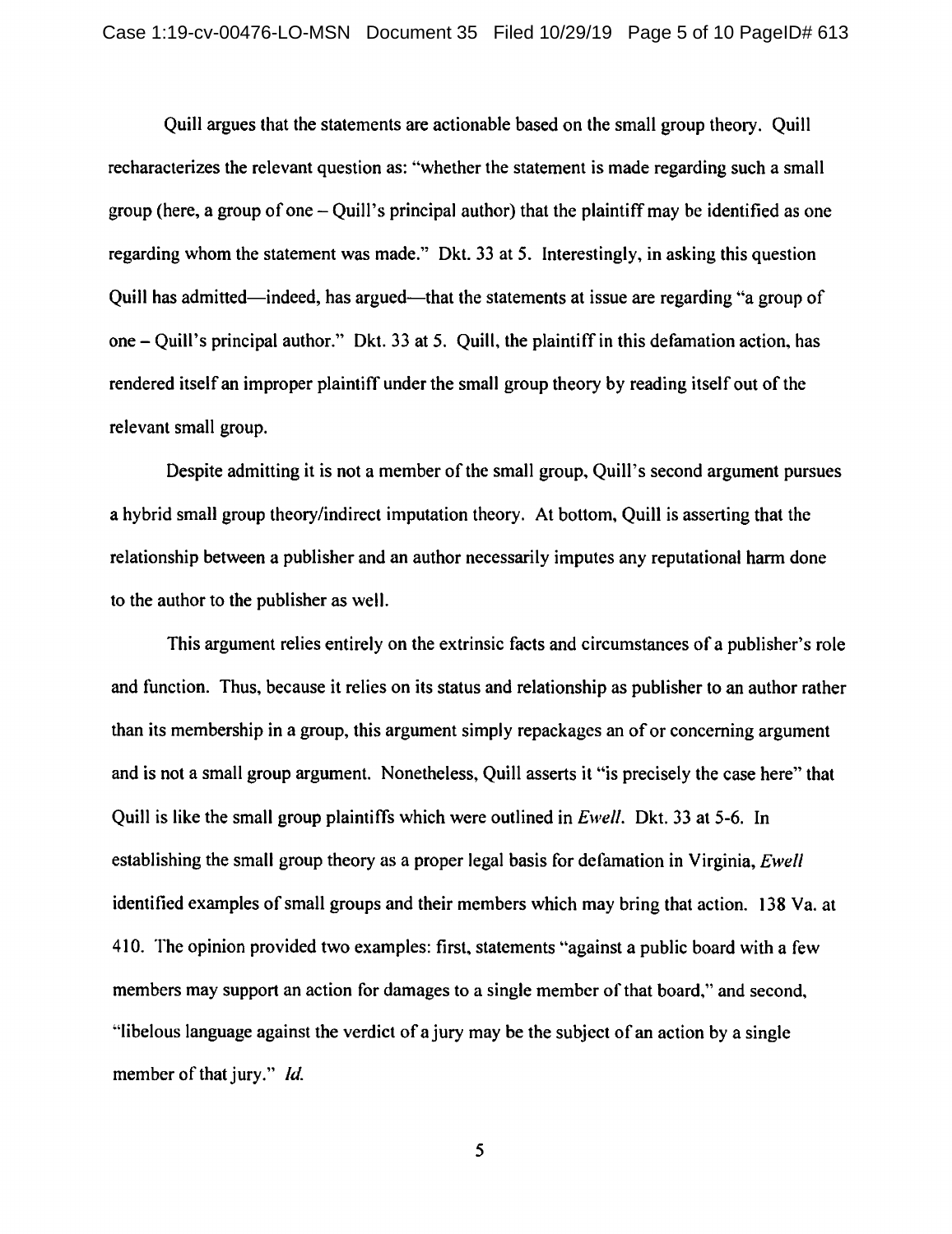Quill argues that the statements are actionable based on the small group theory. Quill recharacterizes the relevant question as: "whether the statement is made regarding such a small group (here, a group of one – Quill's principal author) that the plaintiff may be identified as one regarding whom the statement was made." Dkt. 33 at 5. Interestingly, in asking this question Quill has admitted—indeed, has argued—that the statements at issue are regarding "a group of one – Quill's principal author." Dkt. 33 at 5. Quill, the plaintiff in this defamation action, has rendered itself an improper plaintiff under the small group theory by reading itself out of the relevant small group.

Despite admitting it is not a member of the small group, Quill's second argument pursues a hybrid small group theory/indirect imputation theory. At bottom, Quill is asserting that the relationship between a publisher and an author necessarily imputes any reputational harm done to the author to the publisher as well.

This argument relies entirely on the extrinsic facts and circumstances of a publisher's role and function. Thus, because it relies on its status and relationship as publisher to an author rather than its membership in a group, this argument simply repackages an of or concerning argument and is not a small group argument. Nonetheless, Quill asserts it "is precisely the case here" that Quill is like the small group plaintiffs which were outlined in *Ewell*. Dkt. 33 at 5-6. In establishing the small group theory as a proper legal basis for defamation in Virginia, *Ewell* identified examples of small groups and their members which may bring that action. 138 Va. at 410. The opinion provided two examples: first, statements "against a public board with a few members may support an action for damages to a single member of that board," and second, "libelous language against the verdict of a jury may be the subject of an action by a single member of that jury." *Id.*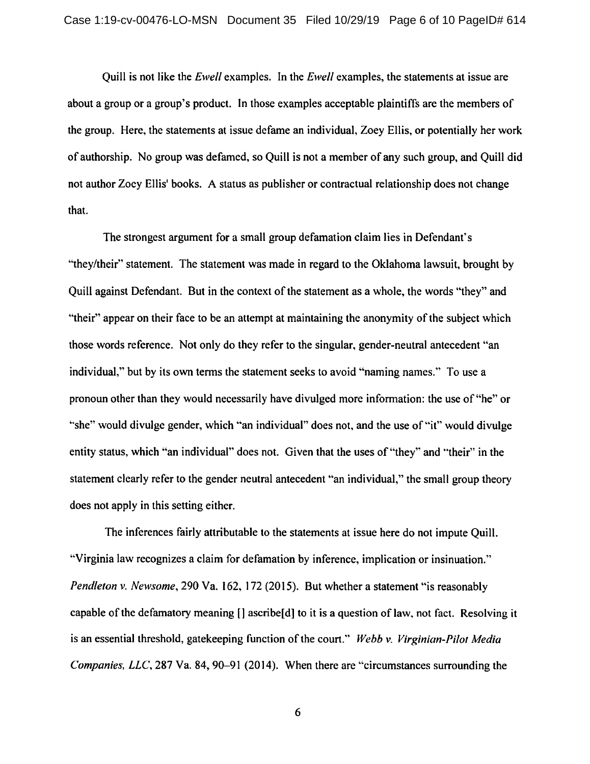Quill is not like the *Ewell* examples. In the *Ewell* examples, the statements at issue are about a group or a group's product. In those examples acceptable plaintiffs are the members of the group. Here, the statements at issue defame an individual, Zoey Ellis, or potentially her work of authorship. No group was defamed, so Quill is not a member of any such group, and Quill did not author Zoey Ellis' books. A status as publisher or contractual relationship does not change that.

The strongest argument for a small group defamation claim lies in Defendant's "they/their" statement. The statement was made in regard to the Oklahoma lawsuit, brought by Quill against Defendant. But in the context of the statement as a whole, the words "they" and "their" appear on their face to be an attempt at maintaining the anonymity of the subject which those words reference. Not only do they refer to the singular, gender-neutral antecedent "an individual," but by its own terms the statement seeks to avoid "naming names." To use a pronoun other than they would necessarily have divulged more information: the use of "he" or "she" would divulge gender, which "an individual" does not, and the use of "it" would divulge entity status, which "an individual" does not. Given that the uses of "they" and "their" in the statement clearly refer to the gender neutral antecedent "an individual," the small group theory does not apply in this setting either.

The inferences fairly attributable to the statements at issue here do not impute Quill. "Virginia law recognizes a claim for defamation by inference, implication or insinuation." *Pendleton v. Newsome*, 290 Va. 162, 172 (2015). But whether a statement "is reasonably capable of the defamatory meaning [] ascribe[d] to it is a question of law, not fact. Resolving it is an essential threshold, gatekeeping function of the court." *Webb v. Virginian-Pilot Media Companies, LLC*, 287 Va. 84, 90–91 (2014). When there are "circumstances surrounding the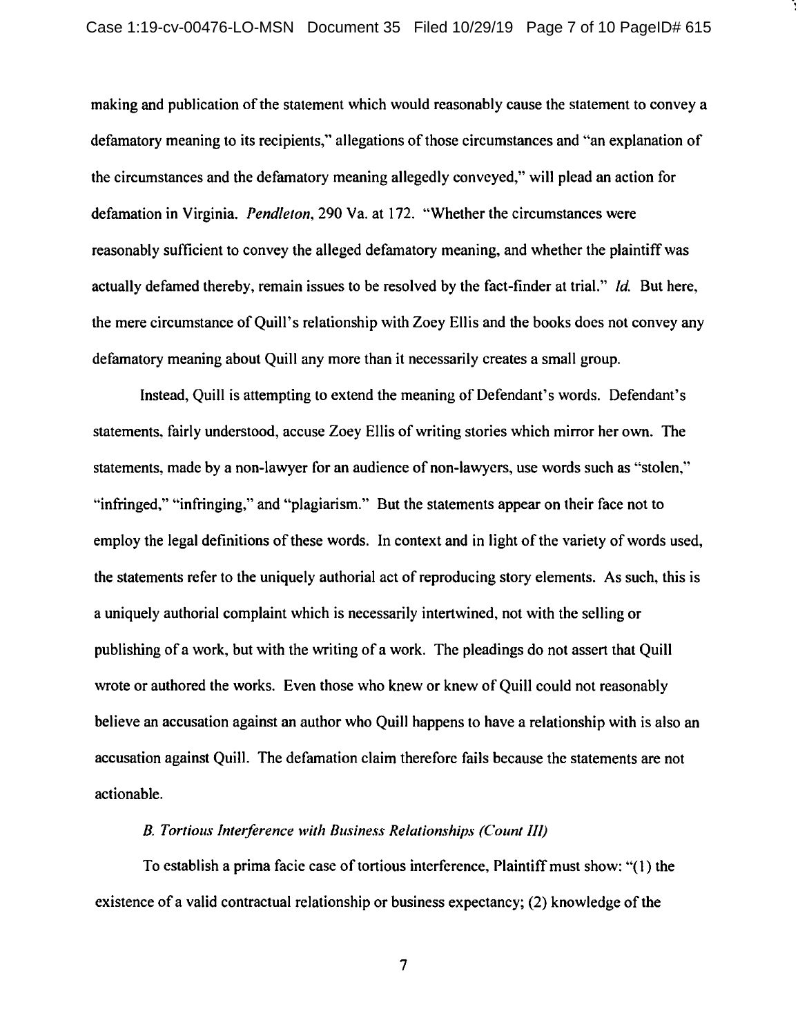making and publication of the statement which would reasonably cause the statement to convey a defamatory meaning to its recipients," allegations of those circumstances and "an explanation of the circumstances and the defamatory meaning allegedly conveyed," will plead an action for defamation in Virginia. *Pendleton*, 290 Va. at 172. "Whether the circumstances were reasonably sufficient to convey the alleged defamatory meaning, and whether the plaintiff was actually defamed thereby, remain issues to be resolved by the fact-finder at trial." *Id.* But here, the mere circumstance of Quill's relationship with Zoey Ellis and the books does not convey any defamatory meaning about Quill any more than it necessarily creates a small group.

Instead, Quill is attempting to extend the meaning of Defendant's words. Defendant's statements, fairly understood, accuse Zoey Ellis of writing stories which mirror her own. The statements, made by a non-lawyer for an audience of non-lawyers, use words such as "stolen," "infringed," "infringing," and "plagiarism." But the statements appear on their face not to employ the legal definitions of these words. In context and in light of the variety of words used, the statements refer to the uniquely authorial act of reproducing story elements. As such, this is a uniquely authorial complaint which is necessarily intertwined, not with the selling or publishing of a work, but with the writing of a work. The pleadings do not assert that Quill wrote or authored the works. Even those who knew or knew of Quill could not reasonably believe an accusation against an author who Quill happens to have a relationship with is also an accusation against Quill. The defamation claim therefore fails because the statements are not actionable.

*B. Tortious Interference with Business Relationships (Count III)*

To establish a prima facie case of tortious interference, Plaintiff must show: "(1) the existence of a valid contractual relationship or business expectancy; (2) knowledge of the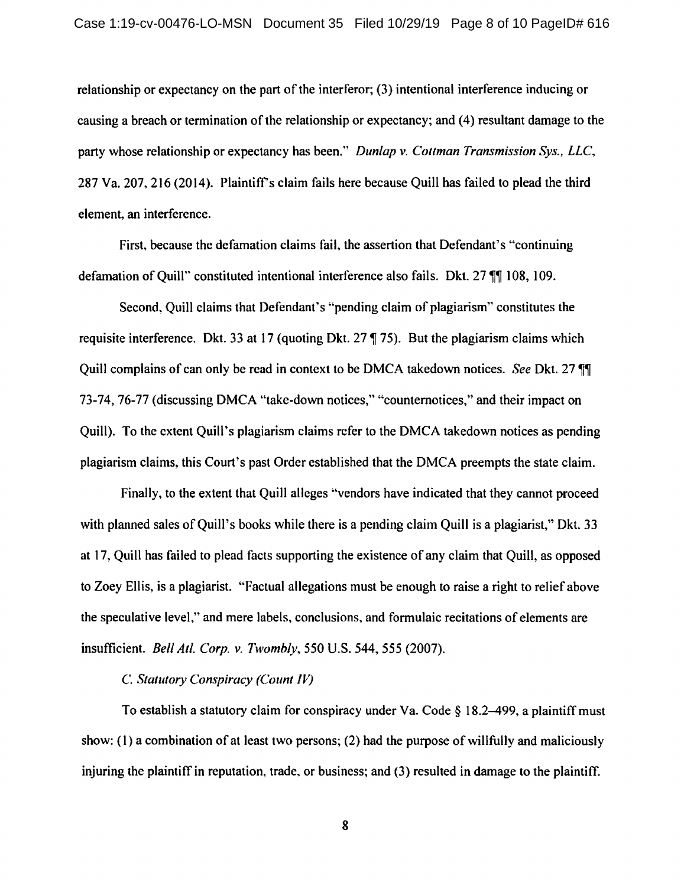relationship or expectancy on the part of the interferor; (3) intentional interference inducing or causing a breach or termination of the relationship or expectancy; and (4) resultant damage to the party whose relationship or expectancy has been." *Dunlap v. Cottman Transmission Sys., LLC*, 287 Va. 207, 216 (2014). Plaintiff's claim fails here because Quill has failed to plead the third element, an interference.

First, because the defamation claims fail, the assertion that Defendant's "continuing defamation of Quill" constituted intentional interference also fails. Dkt. 27 ¶¶ 108, 109.

Second, Quill claims that Defendant's "pending claim of plagiarism" constitutes the requisite interference. Dkt. 33 at 17 (quoting Dkt. 27 ¶ 75). But the plagiarism claims which Quill complains of can only be read in context to be DMCA takedown notices. *See* Dkt. 27 ¶¶ 73-74, 76-77 (discussing DMCA "take-down notices," "counternotices," and their impact on Quill). To the extent Quill's plagiarism claims refer to the DMCA takedown notices as pending plagiarism claims, this Court's past Order established that the DMCA preempts the state claim.

Finally, to the extent that Quill alleges "vendors have indicated that they cannot proceed with planned sales of Quill's books while there is a pending claim Quill is a plagiarist," Dkt. 33 at 17, Quill has failed to plead facts supporting the existence of any claim that Quill, as opposed to Zoey Ellis, is a plagiarist. "Factual allegations must be enough to raise a right to relief above the speculative level," and mere labels, conclusions, and formulaic recitations of elements are insufficient. *Bell Atl. Corp. v. Twombly*, 550 U.S. 544, 555 (2007).

*C. Statutory Conspiracy (Count IV)*

To establish a statutory claim for conspiracy under Va. Code § 18.2–499, a plaintiff must show: (1) a combination of at least two persons; (2) had the purpose of willfully and maliciously injuring the plaintiff in reputation, trade, or business; and (3) resulted in damage to the plaintiff.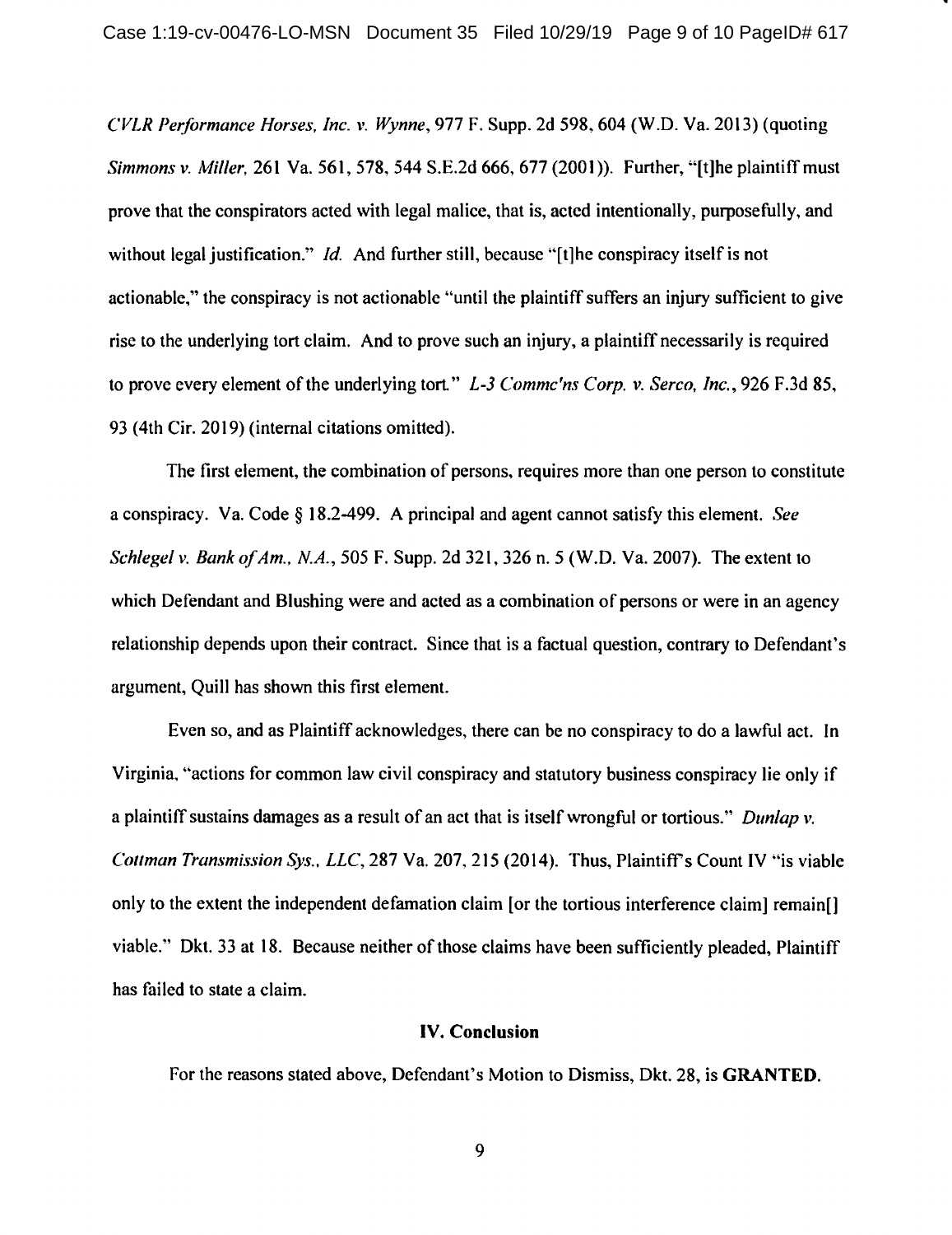*CVLR Performance Horses, Inc. v. Wynne*, 977 F. Supp. 2d 598, 604 (W.D. Va. 2013) (quoting *Simmons v. Miller*, 261 Va. 561, 578, 544 S.E.2d 666, 677 (2001)). Further, "[t]he plaintiff must prove that the conspirators acted with legal malice, that is, acted intentionally, purposefully, and without legal justification." *Id.* And further still, because "[t]he conspiracy itself is not actionable," the conspiracy is not actionable "until the plaintiff suffers an injury sufficient to give rise to the underlying tort claim. And to prove such an injury, a plaintiff necessarily is required to prove every element of the underlying tort." *L-3 Commc'ns Corp. v. Serco, Inc.*, 926 F.3d 85, 93 (4th Cir. 2019) (internal citations omitted).

The first element, the combination of persons, requires more than one person to constitute a conspiracy. Va. Code § 18.2-499. A principal and agent cannot satisfy this element. *See Schlegel v. Bank of Am., N.A.*, 505 F. Supp. 2d 321, 326 n. 5 (W.D. Va. 2007). The extent to which Defendant and Blushing were and acted as a combination of persons or were in an agency relationship depends upon their contract. Since that is a factual question, contrary to Defendant's argument, Quill has shown this first element.

Even so, and as Plaintiff acknowledges, there can be no conspiracy to do a lawful act. In Virginia, "actions for common law civil conspiracy and statutory business conspiracy lie only if a plaintiff sustains damages as a result of an act that is itself wrongful or tortious." *Dunlap v. Cottman Transmission Sys., LLC*, 287 Va. 207, 215 (2014). Thus, Plaintiff's Count IV "is viable only to the extent the independent defamation claim [or the tortious interference claim] remain[] viable." Dkt. 33 at 18. Because neither of those claims have been sufficiently pleaded, Plaintiff has failed to state a claim.

## IV. Conclusion

For the reasons stated above, Defendant's Motion to Dismiss, Dkt. 28, is **GRANTED**.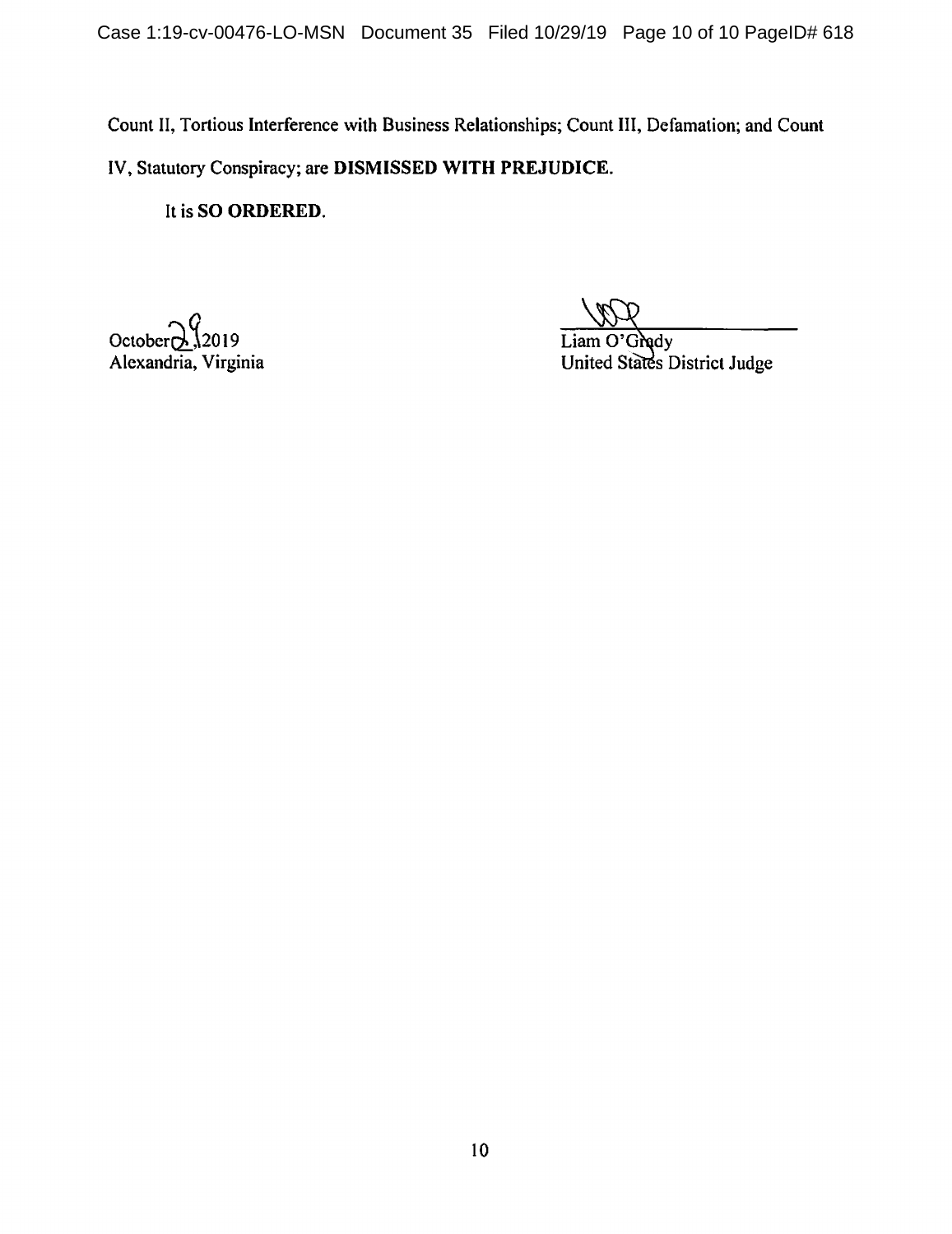Count II, Tortious Interference with Business Relationships; Count III, Defamation; and Count IV, Statutory Conspiracy; are **DISMISSED WITH PREJUDICE**.

It is **SO ORDERED**.

October 29, 2019
Alexandria, Virginia

Liam O'Grady
United States District Judge